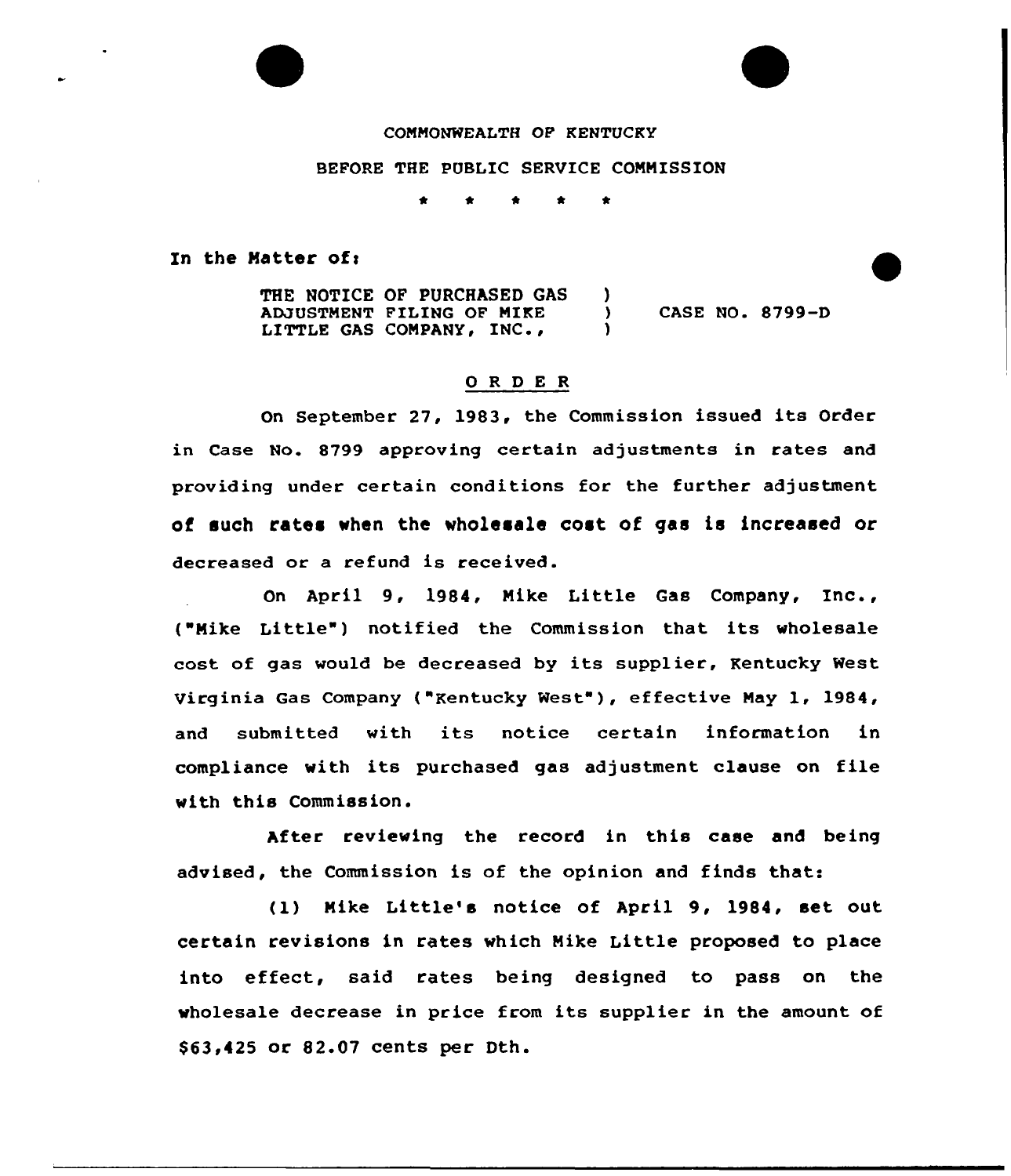COMMONWEALTH OF KENTUCKY

BEFORE THE PUBLIC SERVICE COMMISSION

\* \* \* \* \*

In the Matter of:

| | | |
|---|---|---|
| THE NOTICE OF PURCHASED GAS ADJUSTMENT FILING OF MIKE LITTLE GAS COMPANY, INC., | ) ) ) | CASE NO. 8799-D |

## ORDER

On September 27, 1983, the Commission issued its Order in Case No. 8799 approving certain adjustments in rates and providing under certain conditions for the further adjustment of such rates when the wholesale cost of gas is increased or decreased or a refund is received.

On April 9, 1984, Mike Little Gas Company, Inc., ("Mike Little") notified the Commission that its wholesale cost of gas would be decreased by its supplier, Kentucky West Virginia Gas Company ("Kentucky West"), effective May 1, 1984, and submitted with its notice certain information in compliance with its purchased gas adjustment clause on file with this Commission.

After reviewing the record in this case and being advised, the Commission is of the opinion and finds that:

(1) Mike Little's notice of April 9, 1984, set out certain revisions in rates which Mike Little proposed to place into effect, said rates being designed to pass on the wholesale decrease in price from its supplier in the amount of $63,425 or 82.07 cents per Dth.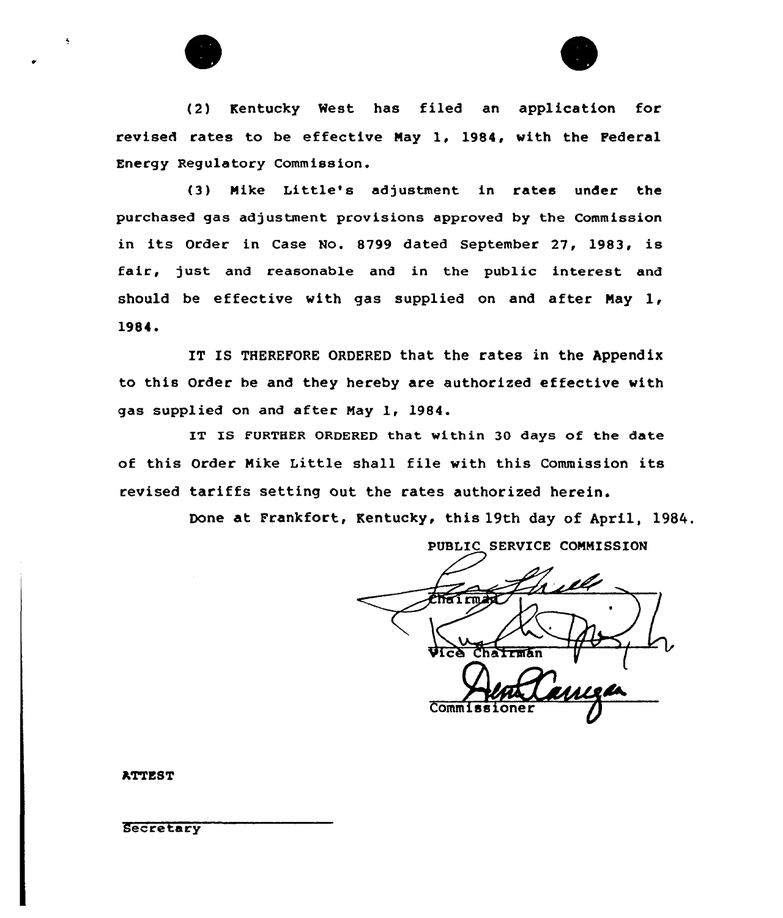(2) Kentucky West has filed an application for revised rates to be effective May 1, 1984, with the Federal Energy Regulatory Commission.

(3) Mike Little's adjustment in rates under the purchased gas adjustment provisions approved by the Commission in its Order in Case No. 8799 dated September 27, 1983, is fair, just and reasonable and in the public interest and should be effective with gas supplied on and after May 1, 1984.

IT IS THEREFORE ORDERED that the rates in the Appendix to this Order be and they hereby are authorized effective with gas supplied on and after May 1, 1984.

IT IS FURTHER ORDERED that within 30 days of the date of this Order Mike Little shall file with this Commission its revised tariffs setting out the rates authorized herein.

Done at Frankfort, Kentucky, this 19th day of April, 1984.

PUBLIC SERVICE COMMISSION

Chairman

Vice Chairman

Commissioner

ATTEST

Secretary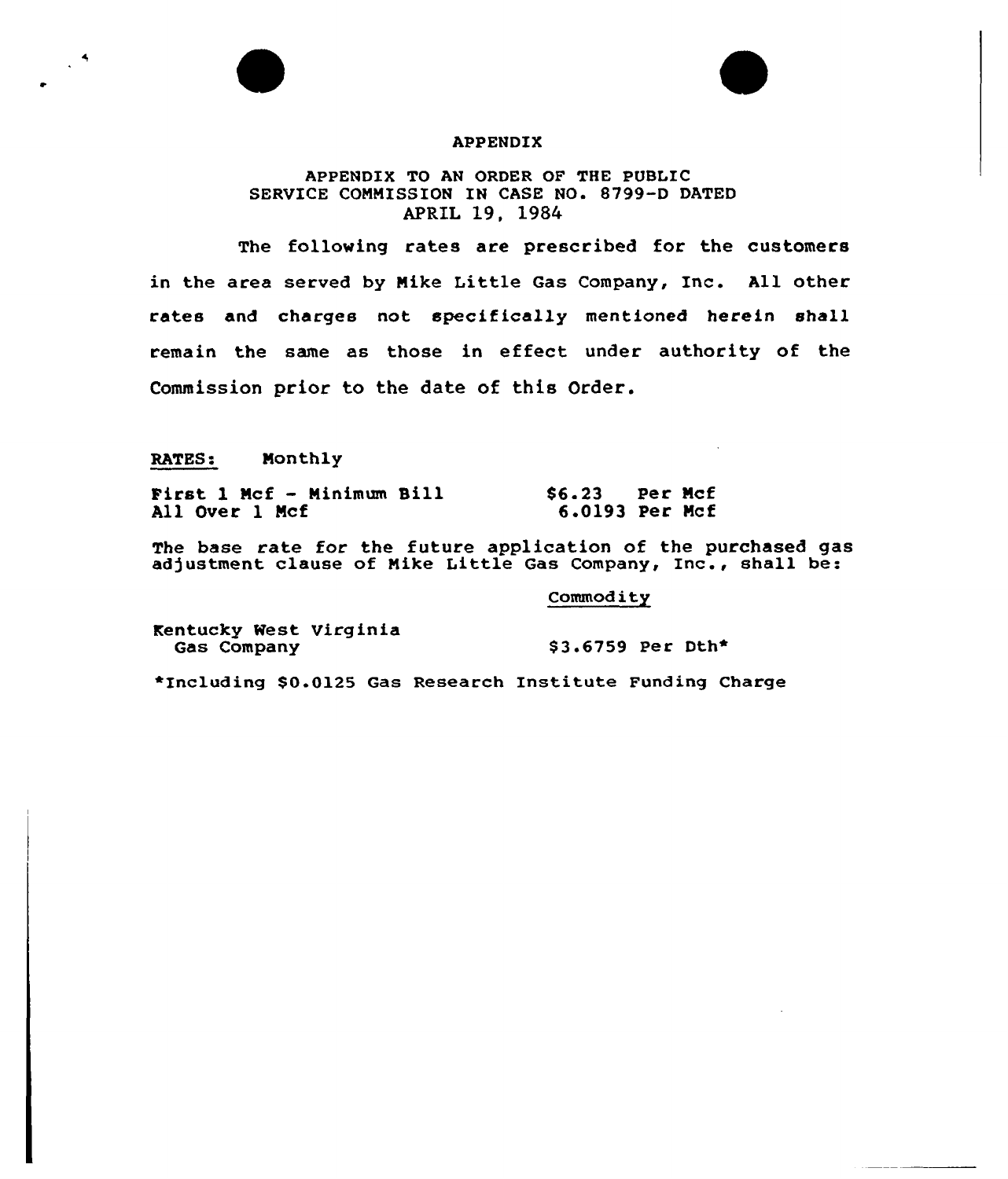# APPENDIX

APPENDIX TO AN ORDER OF THE PUBLIC SERVICE COMMISSION IN CASE NO. 8799-D DATED APRIL 19, 1984

The following rates are prescribed for the customers in the area served by Mike Little Gas Company, Inc. All other rates and charges not specifically mentioned herein shall remain the same as those in effect under authority of the Commission prior to the date of this Order.

RATES: Monthly

| | |
|---|---|
| First 1 Mcf - Minimum Bill | $6.23 Per Mcf |
| All Over 1 Mcf | 6.0193 Per Mcf |

The base rate for the future application of the purchased gas adjustment clause of Mike Little Gas Company, Inc., shall be:

| | Commodity |
|---|---|
| Kentucky West Virginia Gas Company | $3.6759 Per Dth* |

*Including $0.0125 Gas Research Institute Funding Charge